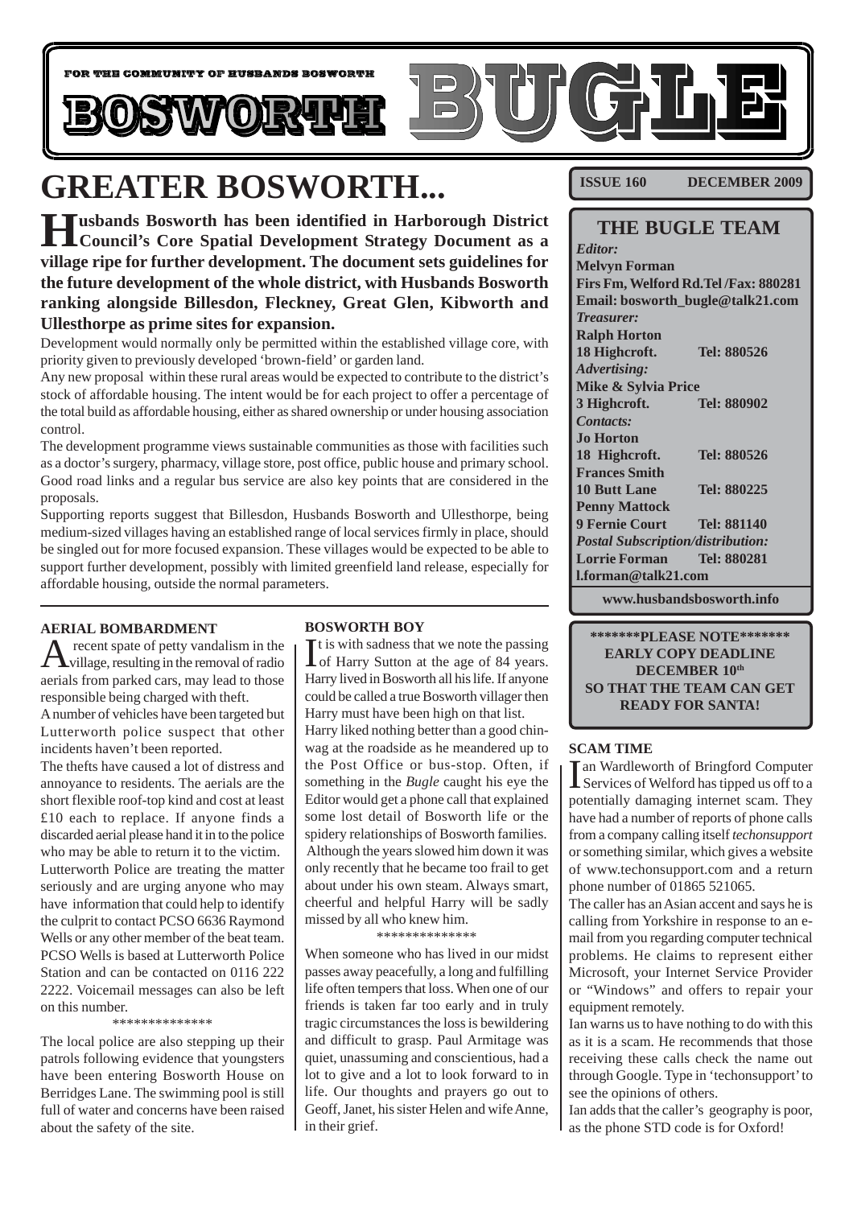FOR THE COMMUNITY OF HUSBANDS BOSWORTH

# BOSWORTH BUGLE

**ISSUE 160 DECEMBER 2009**

# GREATER BOSWORTH...

**Husbands Bosworth has been identified in Harborough District Council's Core Spatial Development Strategy Document as a village ripe for further development. The document sets guidelines for the future development of the whole district, with Husbands Bosworth ranking alongside Billesdon, Fleckney, Great Glen, Kibworth and Ullesthorpe as prime sites for expansion.**

Development would normally only be permitted within the established village core, with priority given to previously developed 'brown-field' or garden land.

Any new proposal within these rural areas would be expected to contribute to the district's stock of affordable housing. The intent would be for each project to offer a percentage of the total build as affordable housing, either as shared ownership or under housing association control.

The development programme views sustainable communities as those with facilities such as a doctor's surgery, pharmacy, village store, post office, public house and primary school. Good road links and a regular bus service are also key points that are considered in the proposals.

Supporting reports suggest that Billesdon, Husbands Bosworth and Ullesthorpe, being medium-sized villages having an established range of local services firmly in place, should be singled out for more focused expansion. These villages would be expected to be able to support further development, possibly with limited greenfield land release, especially for affordable housing, outside the normal parameters.

## THE BUGLE TEAM

*Editor:*
**Melvyn Forman**
**Firs Fm, Welford Rd.Tel /Fax: 880281**
**Email: bosworth_bugle@talk21.com**

*Treasurer:*
**Ralph Horton**
**18 Highcroft. Tel: 880526**

*Advertising:*
**Mike & Sylvia Price**
**3 Highcroft. Tel: 880902**

*Contacts:*
**Jo Horton**
**18 Highcroft. Tel: 880526**
**Frances Smith**
**10 Butt Lane Tel: 880225**
**Penny Mattock**
**9 Fernie Court Tel: 881140**

*Postal Subscription/distribution:*
**Lorrie Forman Tel: 880281**
**l.forman@talk21.com**

**www.husbandsbosworth.info**

**\*\*\*\*\*\*\*PLEASE NOTE\*\*\*\*\*\*\***
**EARLY COPY DEADLINE**
**DECEMBER 10th**
**SO THAT THE TEAM CAN GET READY FOR SANTA!**

### AERIAL BOMBARDMENT

A recent spate of petty vandalism in the village, resulting in the removal of radio aerials from parked cars, may lead to those responsible being charged with theft.

A number of vehicles have been targeted but Lutterworth police suspect that other incidents haven't been reported.

The thefts have caused a lot of distress and annoyance to residents. The aerials are the short flexible roof-top kind and cost at least £10 each to replace. If anyone finds a discarded aerial please hand it in to the police who may be able to return it to the victim.

Lutterworth Police are treating the matter seriously and are urging anyone who may have information that could help to identify the culprit to contact PCSO 6636 Raymond Wells or any other member of the beat team. PCSO Wells is based at Lutterworth Police Station and can be contacted on 0116 222 2222. Voicemail messages can also be left on this number.

\*\*\*\*\*\*\*\*\*\*\*\*\*\*

The local police are also stepping up their patrols following evidence that youngsters have been entering Bosworth House on Berridges Lane. The swimming pool is still full of water and concerns have been raised about the safety of the site.

### BOSWORTH BOY

It is with sadness that we note the passing of Harry Sutton at the age of 84 years. Harry lived in Bosworth all his life. If anyone could be called a true Bosworth villager then Harry must have been high on that list.

Harry liked nothing better than a good chin-wag at the roadside as he meandered up to the Post Office or bus-stop. Often, if something in the *Bugle* caught his eye the Editor would get a phone call that explained some lost detail of Bosworth life or the spidery relationships of Bosworth families. Although the years slowed him down it was only recently that he became too frail to get about under his own steam. Always smart, cheerful and helpful Harry will be sadly missed by all who knew him.

\*\*\*\*\*\*\*\*\*\*\*\*\*\*

When someone who has lived in our midst passes away peacefully, a long and fulfilling life often tempers that loss. When one of our friends is taken far too early and in truly tragic circumstances the loss is bewildering and difficult to grasp. Paul Armitage was quiet, unassuming and conscientious, had a lot to give and a lot to look forward to in life. Our thoughts and prayers go out to Geoff, Janet, his sister Helen and wife Anne, in their grief.

### SCAM TIME

Ian Wardleworth of Bringford Computer Services of Welford has tipped us off to a potentially damaging internet scam. They have had a number of reports of phone calls from a company calling itself *techonsupport* or something similar, which gives a website of www.techonsupport.com and a return phone number of 01865 521065.

The caller has an Asian accent and says he is calling from Yorkshire in response to an e-mail from you regarding computer technical problems. He claims to represent either Microsoft, your Internet Service Provider or "Windows" and offers to repair your equipment remotely.

Ian warns us to have nothing to do with this as it is a scam. He recommends that those receiving these calls check the name out through Google. Type in 'techonsupport' to see the opinions of others.

Ian adds that the caller's geography is poor, as the phone STD code is for Oxford!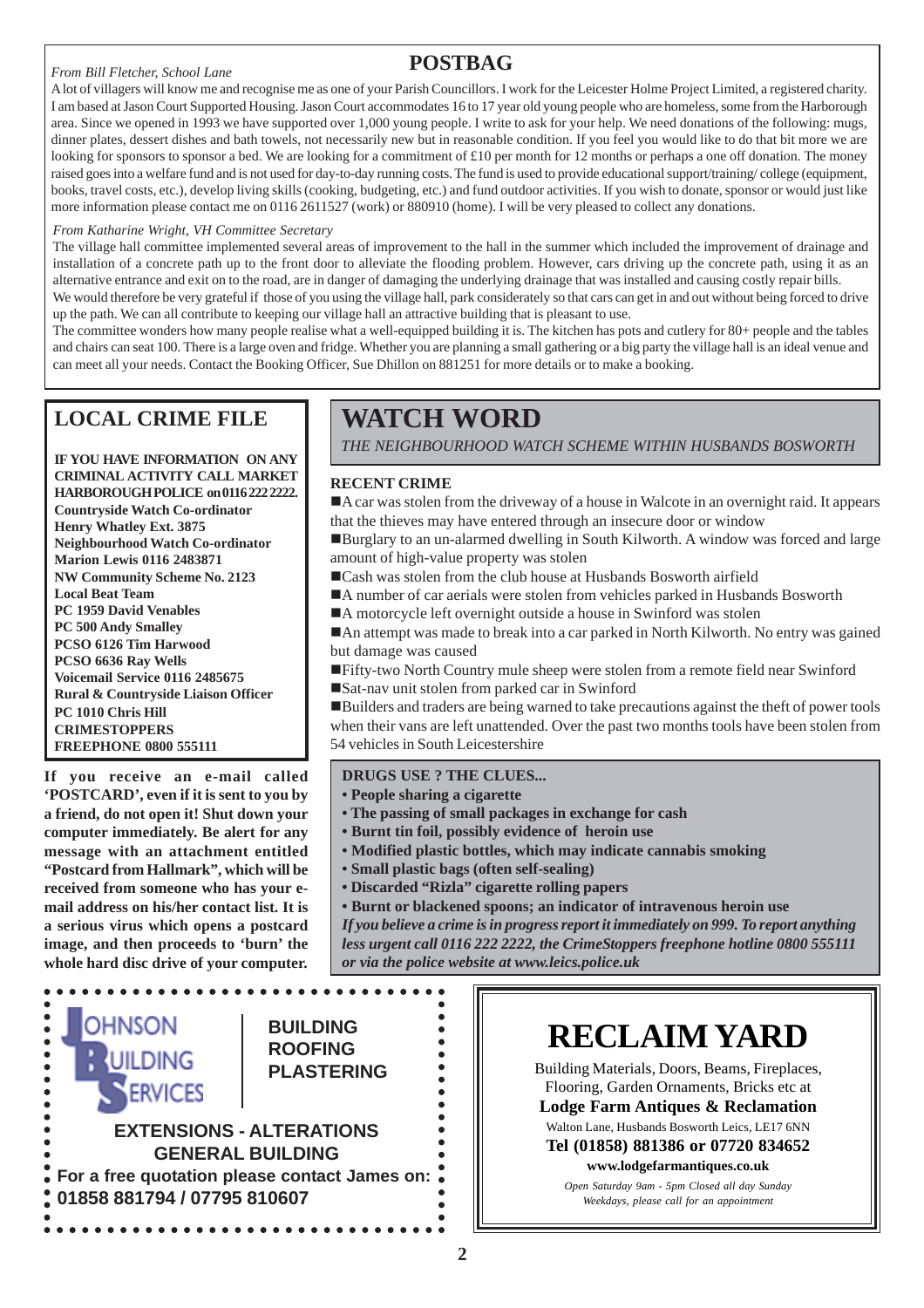## POSTBAG

*From Bill Fletcher, School Lane*

A lot of villagers will know me and recognise me as one of your Parish Councillors. I work for the Leicester Holme Project Limited, a registered charity. I am based at Jason Court Supported Housing. Jason Court accommodates 16 to 17 year old young people who are homeless, some from the Harborough area. Since we opened in 1993 we have supported over 1,000 young people. I write to ask for your help. We need donations of the following: mugs, dinner plates, dessert dishes and bath towels, not necessarily new but in reasonable condition. If you feel you would like to do that bit more we are looking for sponsors to sponsor a bed. We are looking for a commitment of £10 per month for 12 months or perhaps a one off donation. The money raised goes into a welfare fund and is not used for day-to-day running costs. The fund is used to provide educational support/training/ college (equipment, books, travel costs, etc.), develop living skills (cooking, budgeting, etc.) and fund outdoor activities. If you wish to donate, sponsor or would just like more information please contact me on 0116 2611527 (work) or 880910 (home). I will be very pleased to collect any donations.

*From Katharine Wright, VH Committee Secretary*

The village hall committee implemented several areas of improvement to the hall in the summer which included the improvement of drainage and installation of a concrete path up to the front door to alleviate the flooding problem. However, cars driving up the concrete path, using it as an alternative entrance and exit on to the road, are in danger of damaging the underlying drainage that was installed and causing costly repair bills.

We would therefore be very grateful if those of you using the village hall, park considerately so that cars can get in and out without being forced to drive up the path. We can all contribute to keeping our village hall an attractive building that is pleasant to use.

The committee wonders how many people realise what a well-equipped building it is. The kitchen has pots and cutlery for 80+ people and the tables and chairs can seat 100. There is a large oven and fridge. Whether you are planning a small gathering or a big party the village hall is an ideal venue and can meet all your needs. Contact the Booking Officer, Sue Dhillon on 881251 for more details or to make a booking.

## LOCAL CRIME FILE

**IF YOU HAVE INFORMATION ON ANY CRIMINAL ACTIVITY CALL MARKET HARBOROUGH POLICE on 0116 222 2222.**
**Countryside Watch Co-ordinator**
**Henry Whatley Ext. 3875**
**Neighbourhood Watch Co-ordinator**
**Marion Lewis 0116 2483871**
**NW Community Scheme No. 2123**
**Local Beat Team**
**PC 1959 David Venables**
**PC 500 Andy Smalley**
**PCSO 6126 Tim Harwood**
**PCSO 6636 Ray Wells**
**Voicemail Service 0116 2485675**
**Rural & Countryside Liaison Officer**
**PC 1010 Chris Hill**
**CRIMESTOPPERS**
**FREEPHONE 0800 555111**

**If you receive an e-mail called 'POSTCARD', even if it is sent to you by a friend, do not open it! Shut down your computer immediately. Be alert for any message with an attachment entitled "Postcard from Hallmark", which will be received from someone who has your e-mail address on his/her contact list. It is a serious virus which opens a postcard image, and then proceeds to 'burn' the whole hard disc drive of your computer.**

## WATCH WORD

*THE NEIGHBOURHOOD WATCH SCHEME WITHIN HUSBANDS BOSWORTH*

**RECENT CRIME**

- A car was stolen from the driveway of a house in Walcote in an overnight raid. It appears that the thieves may have entered through an insecure door or window
- Burglary to an un-alarmed dwelling in South Kilworth. A window was forced and large amount of high-value property was stolen
- Cash was stolen from the club house at Husbands Bosworth airfield
- A number of car aerials were stolen from vehicles parked in Husbands Bosworth
- A motorcycle left overnight outside a house in Swinford was stolen
- An attempt was made to break into a car parked in North Kilworth. No entry was gained but damage was caused
- Fifty-two North Country mule sheep were stolen from a remote field near Swinford
- Sat-nav unit stolen from parked car in Swinford
- Builders and traders are being warned to take precautions against the theft of power tools when their vans are left unattended. Over the past two months tools have been stolen from 54 vehicles in South Leicestershire

**DRUGS USE ? THE CLUES...**

- **People sharing a cigarette**
- **The passing of small packages in exchange for cash**
- **Burnt tin foil, possibly evidence of heroin use**
- **Modified plastic bottles, which may indicate cannabis smoking**
- **Small plastic bags (often self-sealing)**
- **Discarded "Rizla" cigarette rolling papers**
- **Burnt or blackened spoons; an indicator of intravenous heroin use**

***If you believe a crime is in progress report it immediately on 999. To report anything less urgent call 0116 222 2222, the CrimeStoppers freephone hotline 0800 555111 or via the police website at www.leics.police.uk***

---

**JOHNSON BUILDING SERVICES**

**BUILDING**
**ROOFING**
**PLASTERING**

**EXTENSIONS - ALTERATIONS**
**GENERAL BUILDING**
**For a free quotation please contact James on:**
**01858 881794 / 07795 810607**

---

## RECLAIM YARD

Building Materials, Doors, Beams, Fireplaces, Flooring, Garden Ornaments, Bricks etc at

**Lodge Farm Antiques & Reclamation**

Walton Lane, Husbands Bosworth Leics, LE17 6NN

**Tel (01858) 881386 or 07720 834652**

**www.lodgefarmantiques.co.uk**

*Open Saturday 9am - 5pm Closed all day Sunday*
*Weekdays, please call for an appointment*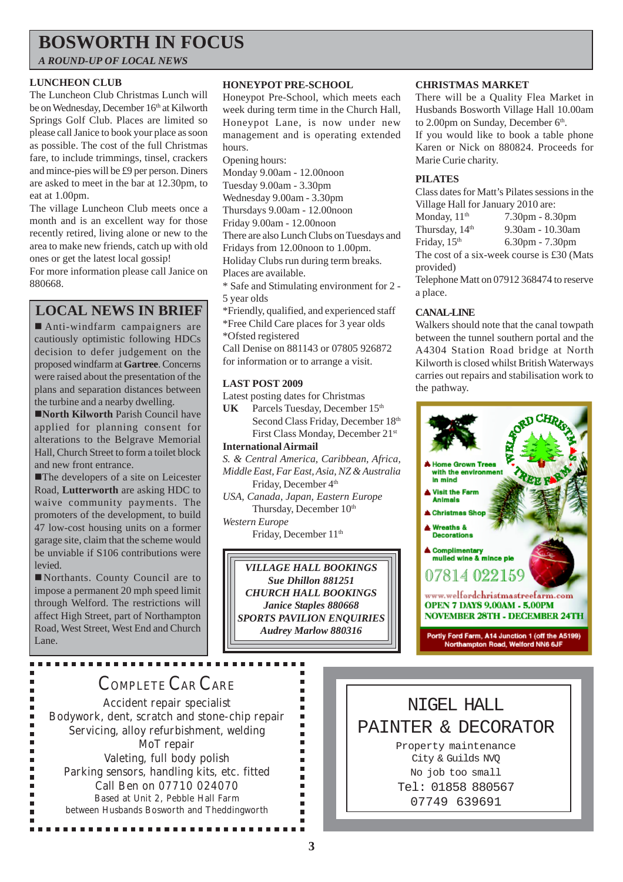# BOSWORTH IN FOCUS

*A ROUND-UP OF LOCAL NEWS*

### LUNCHEON CLUB

The Luncheon Club Christmas Lunch will be on Wednesday, December 16th at Kilworth Springs Golf Club. Places are limited so please call Janice to book your place as soon as possible. The cost of the full Christmas fare, to include trimmings, tinsel, crackers and mince-pies will be £9 per person. Diners are asked to meet in the bar at 12.30pm, to eat at 1.00pm.

The village Luncheon Club meets once a month and is an excellent way for those recently retired, living alone or new to the area to make new friends, catch up with old ones or get the latest local gossip!

For more information please call Janice on 880668.

## LOCAL NEWS IN BRIEF

■ Anti-windfarm campaigners are cautiously optimistic following HDCs decision to defer judgement on the proposed windfarm at **Gartree**. Concerns were raised about the presentation of the plans and separation distances between the turbine and a nearby dwelling.

■ **North Kilworth** Parish Council have applied for planning consent for alterations to the Belgrave Memorial Hall, Church Street to form a toilet block and new front entrance.

■ The developers of a site on Leicester Road, **Lutterworth** are asking HDC to waive community payments. The promoters of the development, to build 47 low-cost housing units on a former garage site, claim that the scheme would be unviable if S106 contributions were levied.

■ Northants. County Council are to impose a permanent 20 mph speed limit through Welford. The restrictions will affect High Street, part of Northampton Road, West Street, West End and Church Lane.

### HONEYPOT PRE-SCHOOL

Honeypot Pre-School, which meets each week during term time in the Church Hall, Honeypot Lane, is now under new management and is operating extended hours.

Opening hours:

Monday 9.00am - 12.00noon
Tuesday 9.00am - 3.30pm
Wednesday 9.00am - 3.30pm
Thursdays 9.00am - 12.00noon
Friday 9.00am - 12.00noon

There are also Lunch Clubs on Tuesdays and Fridays from 12.00noon to 1.00pm.

Holiday Clubs run during term breaks.

Places are available.

* Safe and Stimulating environment for 2 - 5 year olds
*Friendly, qualified, and experienced staff
*Free Child Care places for 3 year olds
*Ofsted registered

Call Denise on 881143 or 07805 926872 for information or to arrange a visit.

### LAST POST 2009

Latest posting dates for Christmas

**UK** Parcels Tuesday, December 15th
Second Class Friday, December 18th
First Class Monday, December 21st

**International Airmail**

*S. & Central America, Caribbean, Africa, Middle East, Far East, Asia, NZ & Australia*
Friday, December 4th

*USA, Canada, Japan, Eastern Europe*
Thursday, December 10th

*Western Europe*
Friday, December 11th

***VILLAGE HALL BOOKINGS***
***Sue Dhillon 881251***
***CHURCH HALL BOOKINGS***
***Janice Staples 880668***
***SPORTS PAVILION ENQUIRIES***
***Audrey Marlow 880316***

### CHRISTMAS MARKET

There will be a Quality Flea Market in Husbands Bosworth Village Hall 10.00am to 2.00pm on Sunday, December 6th.

If you would like to book a table phone Karen or Nick on 880824. Proceeds for Marie Curie charity.

### PILATES

Class dates for Matt's Pilates sessions in the Village Hall for January 2010 are:

Monday, 11th 7.30pm - 8.30pm
Thursday, 14th 9.30am - 10.30am
Friday, 15th 6.30pm - 7.30pm

The cost of a six-week course is £30 (Mats provided)

Telephone Matt on 07912 368474 to reserve a place.

### CANAL-LINE

Walkers should note that the canal towpath between the tunnel southern portal and the A4304 Station Road bridge at North Kilworth is closed whilst British Waterways carries out repairs and stabilisation work to the pathway.

**WELFORD CHRISTMAS TREE FARM**

- Home Grown Trees with the environment in mind
- Visit the Farm Animals
- Christmas Shop
- Wreaths & Decorations
- Complimentary mulled wine & mince pie

07814 022159

www.welfordchristmastreefarm.com

**OPEN 7 DAYS 9.00AM - 5.00PM**
**NOVEMBER 28TH - DECEMBER 24TH**

Portly Ford Farm, A14 Junction 1 (off the A5199) Northampton Road, Welford NN6 6JF

---

COMPLETE CAR CARE

Accident repair specialist
Bodywork, dent, scratch and stone-chip repair
Servicing, alloy refurbishment, welding
MoT repair
Valeting, full body polish
Parking sensors, handling kits, etc. fitted
Call Ben on 07710 024070
Based at Unit 2, Pebble Hall Farm
between Husbands Bosworth and Theddingworth

---

NIGEL HALL
PAINTER & DECORATOR

Property maintenance
City & Guilds NVQ
No job too small
Tel: 01858 880567
07749 639691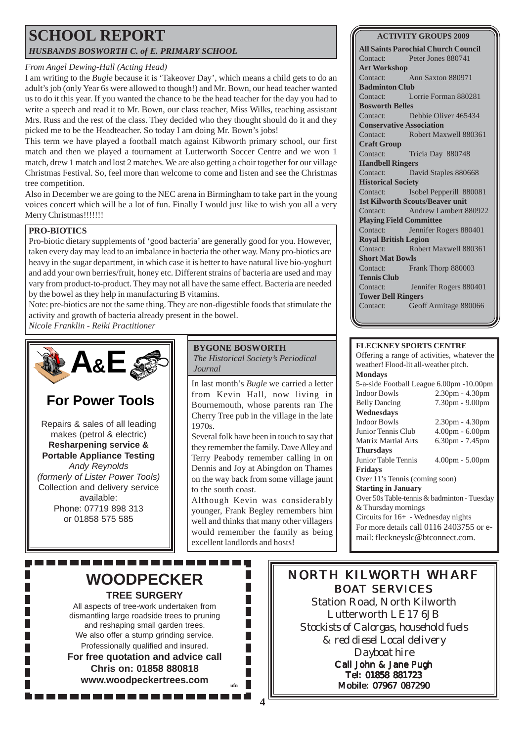# SCHOOL REPORT

*HUSBANDS BOSWORTH C. of E. PRIMARY SCHOOL*

*From Angel Dewing-Hall (Acting Head)*

I am writing to the *Bugle* because it is 'Takeover Day', which means a child gets to do an adult's job (only Year 6s were allowed to though!) and Mr. Bown, our head teacher wanted us to do it this year. If you wanted the chance to be the head teacher for the day you had to write a speech and read it to Mr. Bown, our class teacher, Miss Wilks, teaching assistant Mrs. Russ and the rest of the class. They decided who they thought should do it and they picked me to be the Headteacher. So today I am doing Mr. Bown's jobs!

This term we have played a football match against Kibworth primary school, our first match and then we played a tournament at Lutterworth Soccer Centre and we won 1 match, drew 1 match and lost 2 matches. We are also getting a choir together for our village Christmas Festival. So, feel more than welcome to come and listen and see the Christmas tree competition.

Also in December we are going to the NEC arena in Birmingham to take part in the young voices concert which will be a lot of fun. Finally I would just like to wish you all a very Merry Christmas!!!!!!!

## PRO-BIOTICS

Pro-biotic dietary supplements of 'good bacteria' are generally good for you. However, taken every day may lead to an imbalance in bacteria the other way. Many pro-biotics are heavy in the sugar department, in which case it is better to have natural live bio-yoghurt and add your own berries/fruit, honey etc. Different strains of bacteria are used and may vary from product-to-product. They may not all have the same effect. Bacteria are needed by the bowel as they help in manufacturing B vitamins.

Note: pre-biotics are not the same thing. They are non-digestible foods that stimulate the activity and growth of bacteria already present in the bowel.

*Nicole Franklin - Reiki Practitioner*

## ACTIVITY GROUPS 2009

**All Saints Parochial Church Council**
Contact: Peter Jones 880741

**Art Workshop**
Contact: Ann Saxton 880971

**Badminton Club**
Contact: Lorrie Forman 880281

**Bosworth Belles**
Contact: Debbie Oliver 465434

**Conservative Association**
Contact: Robert Maxwell 880361

**Craft Group**
Contact: Tricia Day 880748

**Handbell Ringers**
Contact: David Staples 880668

**Historical Society**
Contact: Isobel Pepperill 880081

**1st Kilworth Scouts/Beaver unit**
Contact: Andrew Lambert 880922

**Playing Field Committee**
Contact: Jennifer Rogers 880401

**Royal British Legion**
Contact: Robert Maxwell 880361

**Short Mat Bowls**
Contact: Frank Thorp 880003

**Tennis Club**
Contact: Jennifer Rogers 880401

**Tower Bell Ringers**
Contact: Geoff Armitage 880066

## A&E For Power Tools

Repairs & sales of all leading makes (petrol & electric)

**Resharpening service & Portable Appliance Testing**

*Andy Reynolds*
*(formerly of Lister Power Tools)*

Collection and delivery service available:
Phone: 07719 898 313
or 01858 575 585

## BYGONE BOSWORTH

*The Historical Society's Periodical Journal*

In last month's *Bugle* we carried a letter from Kevin Hall, now living in Bournemouth, whose parents ran The Cherry Tree pub in the village in the late 1970s.

Several folk have been in touch to say that they remember the family. Dave Alley and Terry Peabody remember calling in on Dennis and Joy at Abingdon on Thames on the way back from some village jaunt to the south coast.

Although Kevin was considerably younger, Frank Begley remembers him well and thinks that many other villagers would remember the family as being excellent landlords and hosts!

## FLECKNEY SPORTS CENTRE

Offering a range of activities, whatever the weather! Flood-lit all-weather pitch.

**Mondays**
5-a-side Football League 6.00pm -10.00pm
Indoor Bowls 2.30pm - 4.30pm
Belly Dancing 7.30pm - 9.00pm

**Wednesdays**
Indoor Bowls 2.30pm - 4.30pm
Junior Tennis Club 4.00pm - 6.00pm
Matrix Martial Arts 6.30pm - 7.45pm

**Thursdays**
Junior Table Tennis 4.00pm - 5.00pm

**Fridays**
Over 11's Tennis (coming soon)

**Starting in January**
Over 50s Table-tennis & badminton - Tuesday & Thursday mornings
Circuits for 16+ - Wednesday nights

For more details call 0116 2403755 or e-mail: fleckneyslc@btconnect.com.

## WOODPECKER

**TREE SURGERY**

All aspects of tree-work undertaken from dismantling large roadside trees to pruning and reshaping small garden trees.
We also offer a stump grinding service.
Professionally qualified and insured.

**For free quotation and advice call Chris on: 01858 880818**
**www.woodpeckertrees.com**

ufn

## NORTH KILWORTH WHARF BOAT SERVICES

*Station Road, North Kilworth*
*Lutterworth LE17 6JB*
*Stockists of Calorgas, household fuels & red diesel Local delivery*
*Dayboat hire*

**Call John & Jane Pugh**
**Tel: 01858 881723**
**Mobile: 07967 087290**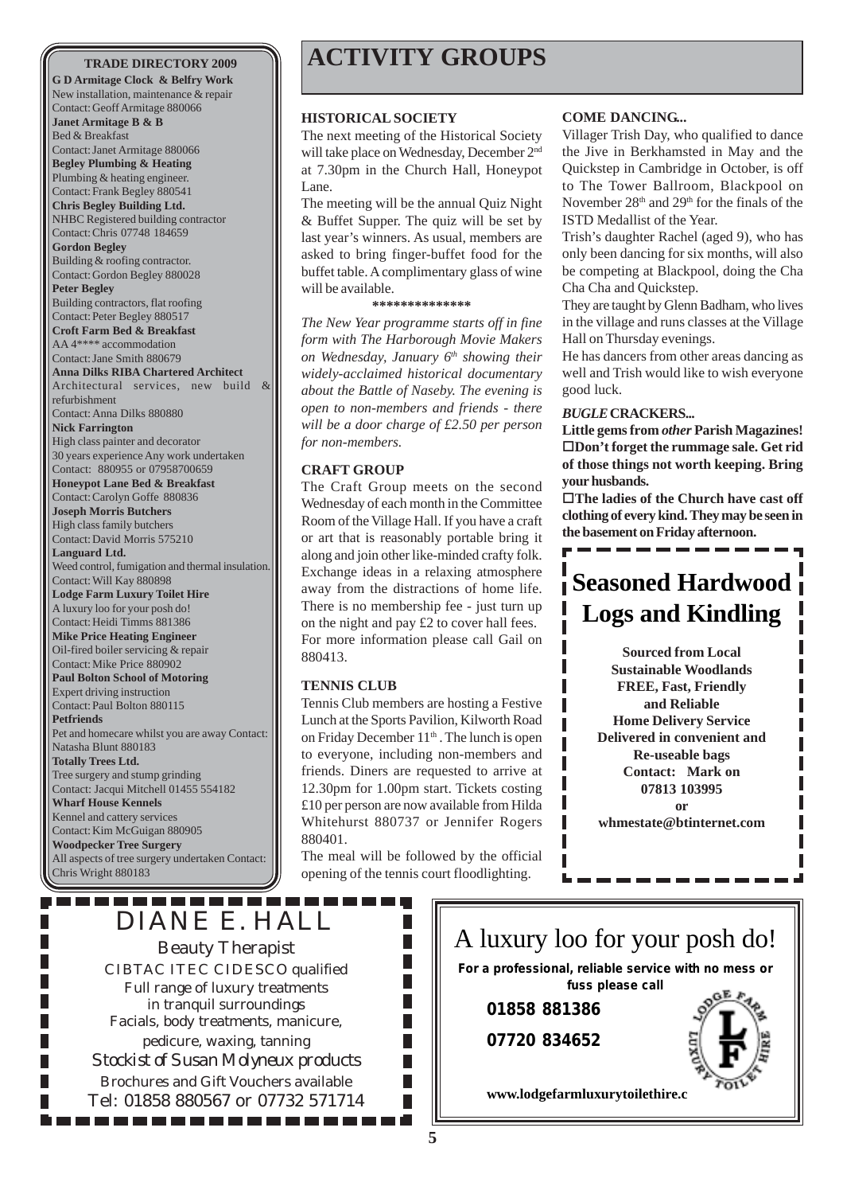## TRADE DIRECTORY 2009

**G D Armitage Clock & Belfry Work**
New installation, maintenance & repair
Contact: Geoff Armitage 880066

**Janet Armitage B & B**
Bed & Breakfast
Contact: Janet Armitage 880066

**Begley Plumbing & Heating**
Plumbing & heating engineer.
Contact: Frank Begley 880541

**Chris Begley Building Ltd.**
NHBC Registered building contractor
Contact: Chris 07748 184659

**Gordon Begley**
Building & roofing contractor.
Contact: Gordon Begley 880028

**Peter Begley**
Building contractors, flat roofing
Contact: Peter Begley 880517

**Croft Farm Bed & Breakfast**
AA 4**** accommodation
Contact: Jane Smith 880679

**Anna Dilks RIBA Chartered Architect**
Architectural services, new build & refurbishment
Contact: Anna Dilks 880880

**Nick Farrington**
High class painter and decorator
30 years experience Any work undertaken
Contact: 880955 or 07958700659

**Honeypot Lane Bed & Breakfast**
Contact: Carolyn Goffe 880836

**Joseph Morris Butchers**
High class family butchers
Contact: David Morris 575210

**Languard Ltd.**
Weed control, fumigation and thermal insulation.
Contact: Will Kay 880898

**Lodge Farm Luxury Toilet Hire**
A luxury loo for your posh do!
Contact: Heidi Timms 881386

**Mike Price Heating Engineer**
Oil-fired boiler servicing & repair
Contact: Mike Price 880902

**Paul Bolton School of Motoring**
Expert driving instruction
Contact: Paul Bolton 880115

**Petfriends**
Pet and homecare whilst you are away Contact: Natasha Blunt 880183

**Totally Trees Ltd.**
Tree surgery and stump grinding
Contact: Jacqui Mitchell 01455 554182

**Wharf House Kennels**
Kennel and cattery services
Contact: Kim McGuigan 880905

**Woodpecker Tree Surgery**
All aspects of tree surgery undertaken Contact: Chris Wright 880183

# ACTIVITY GROUPS

### HISTORICAL SOCIETY

The next meeting of the Historical Society will take place on Wednesday, December 2nd at 7.30pm in the Church Hall, Honeypot Lane.

The meeting will be the annual Quiz Night & Buffet Supper. The quiz will be set by last year's winners. As usual, members are asked to bring finger-buffet food for the buffet table. A complimentary glass of wine will be available.

**************

*The New Year programme starts off in fine form with The Harborough Movie Makers on Wednesday, January 6th showing their widely-acclaimed historical documentary about the Battle of Naseby. The evening is open to non-members and friends - there will be a door charge of £2.50 per person for non-members.*

### CRAFT GROUP

The Craft Group meets on the second Wednesday of each month in the Committee Room of the Village Hall. If you have a craft or art that is reasonably portable bring it along and join other like-minded crafty folk. Exchange ideas in a relaxing atmosphere away from the distractions of home life. There is no membership fee - just turn up on the night and pay £2 to cover hall fees. For more information please call Gail on 880413.

### TENNIS CLUB

Tennis Club members are hosting a Festive Lunch at the Sports Pavilion, Kilworth Road on Friday December 11th. The lunch is open to everyone, including non-members and friends. Diners are requested to arrive at 12.30pm for 1.00pm start. Tickets costing £10 per person are now available from Hilda Whitehurst 880737 or Jennifer Rogers 880401.

The meal will be followed by the official opening of the tennis court floodlighting.

### COME DANCING...

Villager Trish Day, who qualified to dance the Jive in Berkhamsted in May and the Quickstep in Cambridge in October, is off to The Tower Ballroom, Blackpool on November 28th and 29th for the finals of the ISTD Medallist of the Year.

Trish's daughter Rachel (aged 9), who has only been dancing for six months, will also be competing at Blackpool, doing the Cha Cha Cha and Quickstep.

They are taught by Glenn Badham, who lives in the village and runs classes at the Village Hall on Thursday evenings.

He has dancers from other areas dancing as well and Trish would like to wish everyone good luck.

### *BUGLE* CRACKERS...

**Little gems from *other* Parish Magazines!**

- **Don't forget the rummage sale. Get rid of those things not worth keeping. Bring your husbands.**
- **The ladies of the Church have cast off clothing of every kind. They may be seen in the basement on Friday afternoon.**

## Seasoned Hardwood Logs and Kindling

**Sourced from Local Sustainable Woodlands**
**FREE, Fast, Friendly and Reliable Home Delivery Service**
**Delivered in convenient and Re-useable bags**
**Contact: Mark on 07813 103995**
**or**
**whmestate@btinternet.com**

## DIANE E. HALL

Beauty Therapist
CIBTAC ITEC CIDESCO qualified
Full range of luxury treatments in tranquil surroundings
Facials, body treatments, manicure, pedicure, waxing, tanning
*Stockist of Susan Molyneux products*
Brochures and Gift Vouchers available
Tel: 01858 880567 or 07732 571714

## A luxury loo for your posh do!

**For a professional, reliable service with no mess or fuss please call**

**01858 881386**

**07720 834652**

**www.lodgefarmluxurytoilethire.c**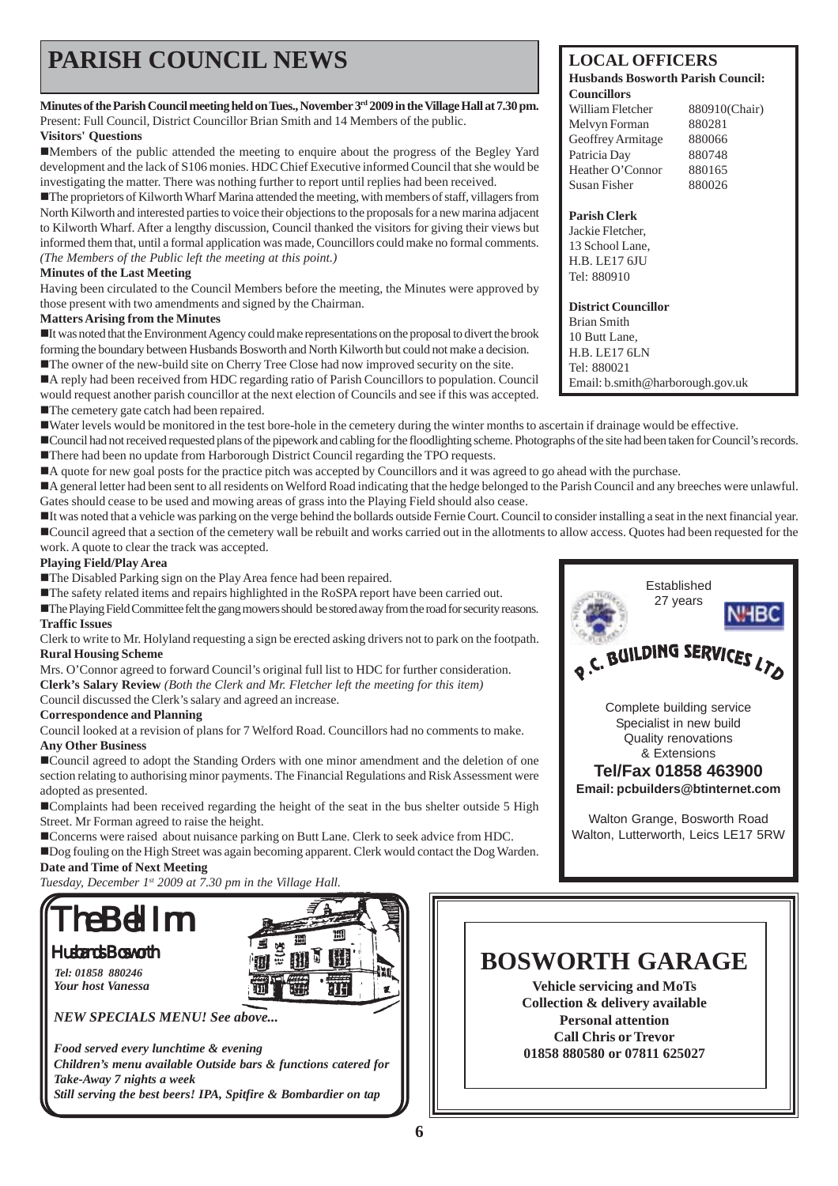# PARISH COUNCIL NEWS

**Minutes of the Parish Council meeting held on Tues., November 3rd 2009 in the Village Hall at 7.30 pm.**
Present: Full Council, District Councillor Brian Smith and 14 Members of the public.

**Visitors' Questions**

- Members of the public attended the meeting to enquire about the progress of the Begley Yard development and the lack of S106 monies. HDC Chief Executive informed Council that she would be investigating the matter. There was nothing further to report until replies had been received.
- The proprietors of Kilworth Wharf Marina attended the meeting, with members of staff, villagers from North Kilworth and interested parties to voice their objections to the proposals for a new marina adjacent to Kilworth Wharf. After a lengthy discussion, Council thanked the visitors for giving their views but informed them that, until a formal application was made, Councillors could make no formal comments.

*(The Members of the Public left the meeting at this point.)*

**Minutes of the Last Meeting**

Having been circulated to the Council Members before the meeting, the Minutes were approved by those present with two amendments and signed by the Chairman.

**Matters Arising from the Minutes**

- It was noted that the Environment Agency could make representations on the proposal to divert the brook forming the boundary between Husbands Bosworth and North Kilworth but could not make a decision.
- The owner of the new-build site on Cherry Tree Close had now improved security on the site.
- A reply had been received from HDC regarding ratio of Parish Councillors to population. Council would request another parish councillor at the next election of Councils and see if this was accepted.
- The cemetery gate catch had been repaired.
- Water levels would be monitored in the test bore-hole in the cemetery during the winter months to ascertain if drainage would be effective.
- Council had not received requested plans of the pipework and cabling for the floodlighting scheme. Photographs of the site had been taken for Council's records.
- There had been no update from Harborough District Council regarding the TPO requests.
- A quote for new goal posts for the practice pitch was accepted by Councillors and it was agreed to go ahead with the purchase.
- A general letter had been sent to all residents on Welford Road indicating that the hedge belonged to the Parish Council and any breeches were unlawful. Gates should cease to be used and mowing areas of grass into the Playing Field should also cease.
- It was noted that a vehicle was parking on the verge behind the bollards outside Fernie Court. Council to consider installing a seat in the next financial year.
- Council agreed that a section of the cemetery wall be rebuilt and works carried out in the allotments to allow access. Quotes had been requested for the work. A quote to clear the track was accepted.

**Playing Field/Play Area**

- The Disabled Parking sign on the Play Area fence had been repaired.
- The safety related items and repairs highlighted in the RoSPA report have been carried out.
- The Playing Field Committee felt the gang mowers should be stored away from the road for security reasons.

**Traffic Issues**

Clerk to write to Mr. Holyland requesting a sign be erected asking drivers not to park on the footpath.

**Rural Housing Scheme**

Mrs. O'Connor agreed to forward Council's original full list to HDC for further consideration.

**Clerk's Salary Review** *(Both the Clerk and Mr. Fletcher left the meeting for this item)*

Council discussed the Clerk's salary and agreed an increase.

**Correspondence and Planning**

Council looked at a revision of plans for 7 Welford Road. Councillors had no comments to make.

**Any Other Business**

- Council agreed to adopt the Standing Orders with one minor amendment and the deletion of one section relating to authorising minor payments. The Financial Regulations and Risk Assessment were adopted as presented.
- Complaints had been received regarding the height of the seat in the bus shelter outside 5 High Street. Mr Forman agreed to raise the height.
- Concerns were raised about nuisance parking on Butt Lane. Clerk to seek advice from HDC.
- Dog fouling on the High Street was again becoming apparent. Clerk would contact the Dog Warden.

**Date and Time of Next Meeting**

*Tuesday, December 1st 2009 at 7.30 pm in the Village Hall.*

## LOCAL OFFICERS

**Husbands Bosworth Parish Council:**

**Councillors**

| | |
|---|---|
| William Fletcher | 880910(Chair) |
| Melvyn Forman | 880281 |
| Geoffrey Armitage | 880066 |
| Patricia Day | 880748 |
| Heather O'Connor | 880165 |
| Susan Fisher | 880026 |

**Parish Clerk**
Jackie Fletcher,
13 School Lane,
H.B. LE17 6JU
Tel: 880910

**District Councillor**
Brian Smith
10 Butt Lane,
H.B. LE17 6LN
Tel: 880021
Email: b.smith@harborough.gov.uk

---

Established 27 years

NHBC

**P.C. BUILDING SERVICES LTD**

Complete building service
Specialist in new build
Quality renovations
& Extensions

**Tel/Fax 01858 463900**
**Email: pcbuilders@btinternet.com**

Walton Grange, Bosworth Road
Walton, Lutterworth, Leics LE17 5RW

---

## The Bell Inn

Husbands Bosworth

*Tel: 01858 880246*
*Your host Vanessa*

*NEW SPECIALS MENU! See above...*

*Food served every lunchtime & evening*
*Children's menu available Outside bars & functions catered for*
*Take-Away 7 nights a week*
*Still serving the best beers! IPA, Spitfire & Bombardier on tap*

---

## BOSWORTH GARAGE

**Vehicle servicing and MoTs**
**Collection & delivery available**
**Personal attention**
**Call Chris or Trevor**
**01858 880580 or 07811 625027**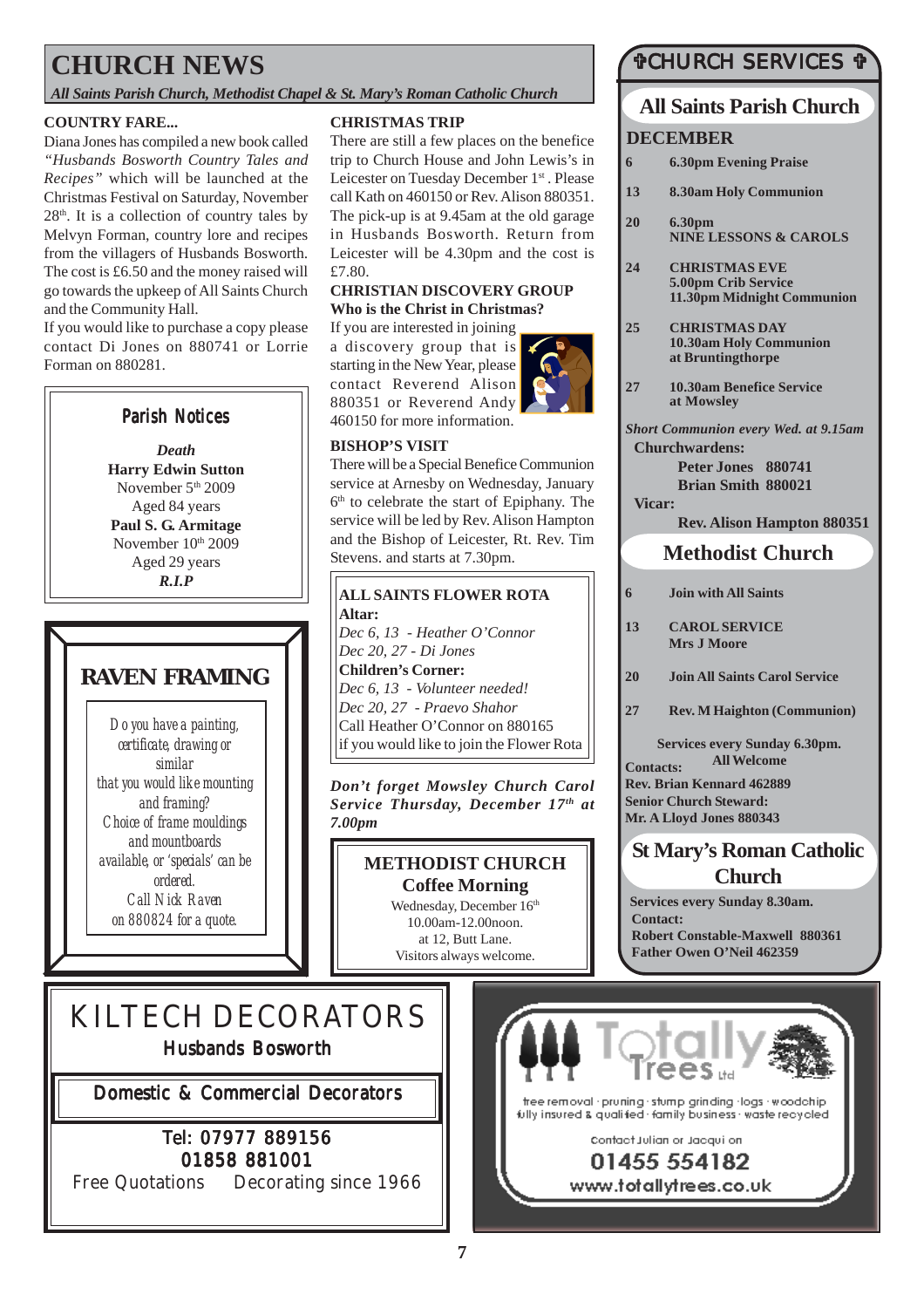# CHURCH NEWS

*All Saints Parish Church, Methodist Chapel & St. Mary's Roman Catholic Church*

**COUNTRY FARE...**

Diana Jones has compiled a new book called *"Husbands Bosworth Country Tales and Recipes"* which will be launched at the Christmas Festival on Saturday, November 28th. It is a collection of country tales by Melvyn Forman, country lore and recipes from the villagers of Husbands Bosworth. The cost is £6.50 and the money raised will go towards the upkeep of All Saints Church and the Community Hall.

If you would like to purchase a copy please contact Di Jones on 880741 or Lorrie Forman on 880281.

## Parish Notices

*Death*

**Harry Edwin Sutton**
November 5th 2009
Aged 84 years

**Paul S. G. Armitage**
November 10th 2009
Aged 29 years

***R.I.P***

## RAVEN FRAMING

*Do you have a painting, certificate, drawing or similar that you would like mounting and framing?*
*Choice of frame mouldings and mountboards available, or 'specials' can be ordered.*
*Call Nick Raven on 880824 for a quote.*

**CHRISTMAS TRIP**

There are still a few places on the benefice trip to Church House and John Lewis's in Leicester on Tuesday December 1st. Please call Kath on 460150 or Rev. Alison 880351. The pick-up is at 9.45am at the old garage in Husbands Bosworth. Return from Leicester will be 4.30pm and the cost is £7.80.

**CHRISTIAN DISCOVERY GROUP**
**Who is the Christ in Christmas?**

If you are interested in joining a discovery group that is starting in the New Year, please contact Reverend Alison 880351 or Reverend Andy 460150 for more information.

**BISHOP'S VISIT**

There will be a Special Benefice Communion service at Arnesby on Wednesday, January 6th to celebrate the start of Epiphany. The service will be led by Rev. Alison Hampton and the Bishop of Leicester, Rt. Rev. Tim Stevens. and starts at 7.30pm.

**ALL SAINTS FLOWER ROTA**

**Altar:**
*Dec 6, 13 - Heather O'Connor*
*Dec 20, 27 - Di Jones*

**Children's Corner:**
*Dec 6, 13 - Volunteer needed!*
*Dec 20, 27 - Praevo Shahor*

Call Heather O'Connor on 880165 if you would like to join the Flower Rota

***Don't forget Mowsley Church Carol Service Thursday, December 17th at 7.00pm***

**METHODIST CHURCH**
**Coffee Morning**
Wednesday, December 16th
10.00am-12.00noon.
at 12, Butt Lane.
Visitors always welcome.

# ✞CHURCH SERVICES ✞

## All Saints Parish Church

**DECEMBER**

| | |
|---|---|
| **6** | **6.30pm Evening Praise** |
| **13** | **8.30am Holy Communion** |
| **20** | **6.30pm NINE LESSONS & CAROLS** |
| **24** | **CHRISTMAS EVE 5.00pm Crib Service 11.30pm Midnight Communion** |
| **25** | **CHRISTMAS DAY 10.30am Holy Communion at Bruntingthorpe** |
| **27** | **10.30am Benefice Service at Mowsley** |

***Short Communion every Wed. at 9.15am***

**Churchwardens:**
**Peter Jones 880741**
**Brian Smith 880021**

**Vicar:**
**Rev. Alison Hampton 880351**

## Methodist Church

| | |
|---|---|
| **6** | **Join with All Saints** |
| **13** | **CAROL SERVICE Mrs J Moore** |
| **20** | **Join All Saints Carol Service** |
| **27** | **Rev. M Haighton (Communion)** |

**Services every Sunday 6.30pm.**
**All Welcome**

**Contacts:**
**Rev. Brian Kennard 462889**
**Senior Church Steward:**
**Mr. A Lloyd Jones 880343**

## St Mary's Roman Catholic Church

**Services every Sunday 8.30am.**
**Contact:**
**Robert Constable-Maxwell 880361**
**Father Owen O'Neil 462359**

# KILTECH DECORATORS

Husbands Bosworth

Domestic & Commercial Decorators

Tel: 07977 889156
01858 881001

Free Quotations    Decorating since 1966

**Totally Trees Ltd**

tree removal · pruning · stump grinding · logs · woodchip
fully insured & qualified · family business · waste recycled

Contact Julian or Jacqui on
**01455 554182**
**www.totallytrees.co.uk**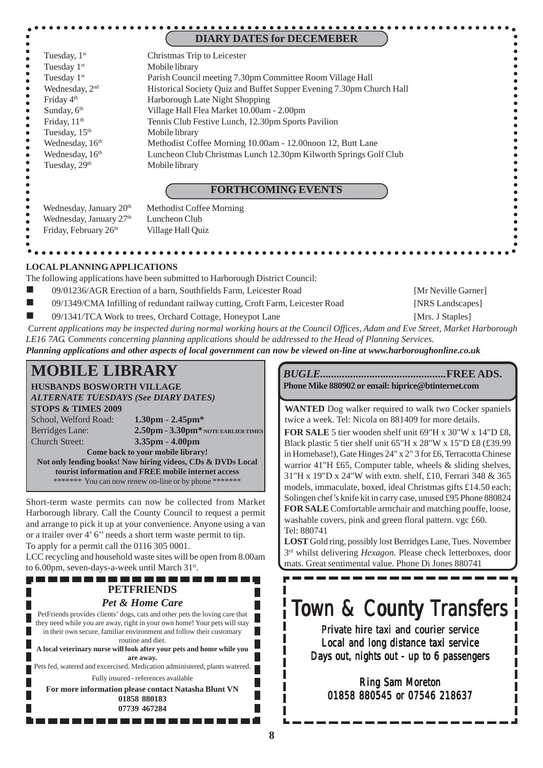## DIARY DATES for DECEMEBER

| | |
|---|---|
| Tuesday, 1st | Christmas Trip to Leicester |
| Tuesday 1st | Mobile library |
| Tuesday 1st | Parish Council meeting 7.30pm Committee Room Village Hall |
| Wednesday, 2nd | Historical Society Quiz and Buffet Supper Evening 7.30pm Church Hall |
| Friday 4th | Harborough Late Night Shopping |
| Sunday, 6th | Village Hall Flea Market 10.00am - 2.00pm |
| Friday, 11th | Tennis Club Festive Lunch, 12.30pm Sports Pavilion |
| Tuesday, 15th | Mobile library |
| Wednesday, 16th | Methodist Coffee Morning 10.00am - 12.00noon 12, Butt Lane |
| Wednesday, 16th | Luncheon Club Christmas Lunch 12.30pm Kilworth Springs Golf Club |
| Tuesday, 29th | Mobile library |

## FORTHCOMING EVENTS

| | |
|---|---|
| Wednesday, January 20th | Methodist Coffee Morning |
| Wednesday, January 27th | Luncheon Club |
| Friday, February 26th | Village Hall Quiz |

**LOCAL PLANNING APPLICATIONS**

The following applications have been submitted to Harborough District Council:

- 09/01236/AGR Erection of a barn, Southfields Farm, Leicester Road [Mr Neville Garner]
- 09/1349/CMA Infilling of redundant railway cutting, Croft Farm, Leicester Road [NRS Landscapes]
- 09/1341/TCA Work to trees, Orchard Cottage, Honeypot Lane [Mrs. J Staples]

*Current applications may be inspected during normal working hours at the Council Offices, Adam and Eve Street, Market Harborough LE16 7AG. Comments concerning planning applications should be addressed to the Head of Planning Services.*

***Planning applications and other aspects of local government can now be viewed on-line at www.harboroughonline.co.uk***

# MOBILE LIBRARY

**HUSBANDS BOSWORTH VILLAGE**
***ALTERNATE TUESDAYS (See DIARY DATES)***
**STOPS & TIMES 2009**

| | |
|---|---|
| School, Welford Road: | **1.30pm - 2.45pm*** |
| Berridges Lane: | **2.50pm - 3.30pm* NOTE EARLIER TIMES** |
| Church Street: | **3.35pm - 4.00pm** |

**Come back to your mobile library!**
**Not only lending books! Now hiring videos, CDs & DVDs Local tourist information and FREE mobile internet access**
******* You can now renew on-line or by phone *******

Short-term waste permits can now be collected from Market Harborough library. Call the County Council to request a permit and arrange to pick it up at your convenience. Anyone using a van or a trailer over 4' 6'' needs a short term waste permit to tip. To apply for a permit call the 0116 305 0001.

LCC recycling and household waste sites will be open from 8.00am to 6.00pm, seven-days-a-week until March 31st.

## PETFRIENDS

***Pet & Home Care***

PetFriends provides clients' dogs, cats and other pets the loving care that they need while you are away, right in your own home! Your pets will stay in their own secure, familiar environment and follow their customary routine and diet.

**A local veterinary nurse will look after your pets and home while you are away.**

Pets fed, watered and excercised. Medication administered, plants watered.

Fully insured - references available

**For more information please contact Natasha Blunt VN**
**01858 880183**
**07739 467284**

***BUGLE*.............................................FREE ADS.**
**Phone Mike 880902 or email: hiprice@btinternet.com**

**WANTED** Dog walker required to walk two Cocker spaniels twice a week. Tel: Nicola on 881409 for more details.

**FOR SALE** 5 tier wooden shelf unit 69"H x 30"W x 14"D £8, Black plastic 5 tier shelf unit 65"H x 28"W x 15"D £8 (£39.99 in Homebase!), Gate Hinges 24" x 2" 3 for £6, Terracotta Chinese warrior 41"H £65, Computer table, wheels & sliding shelves, 31"H x 19"D x 24"W with extn. shelf, £10, Ferrari 348 & 365 models, immaculate, boxed, ideal Christmas gifts £14.50 each; Solingen chef's knife kit in carry case, unused £95 Phone 880824

**FOR SALE** Comfortable armchair and matching pouffe, loose, washable covers, pink and green floral pattern. vgc £60. Tel: 880741

**LOST** Gold ring, possibly lost Berridges Lane, Tues. November 3rd whilst delivering *Hexagon*. Please check letterboxes, door mats. Great sentimental value. Phone Di Jones 880741

# Town & County Transfers

Private hire taxi and courier service
Local and long distance taxi service
Days out, nights out - up to 6 passengers

Ring Sam Moreton
01858 880545 or 07546 218637